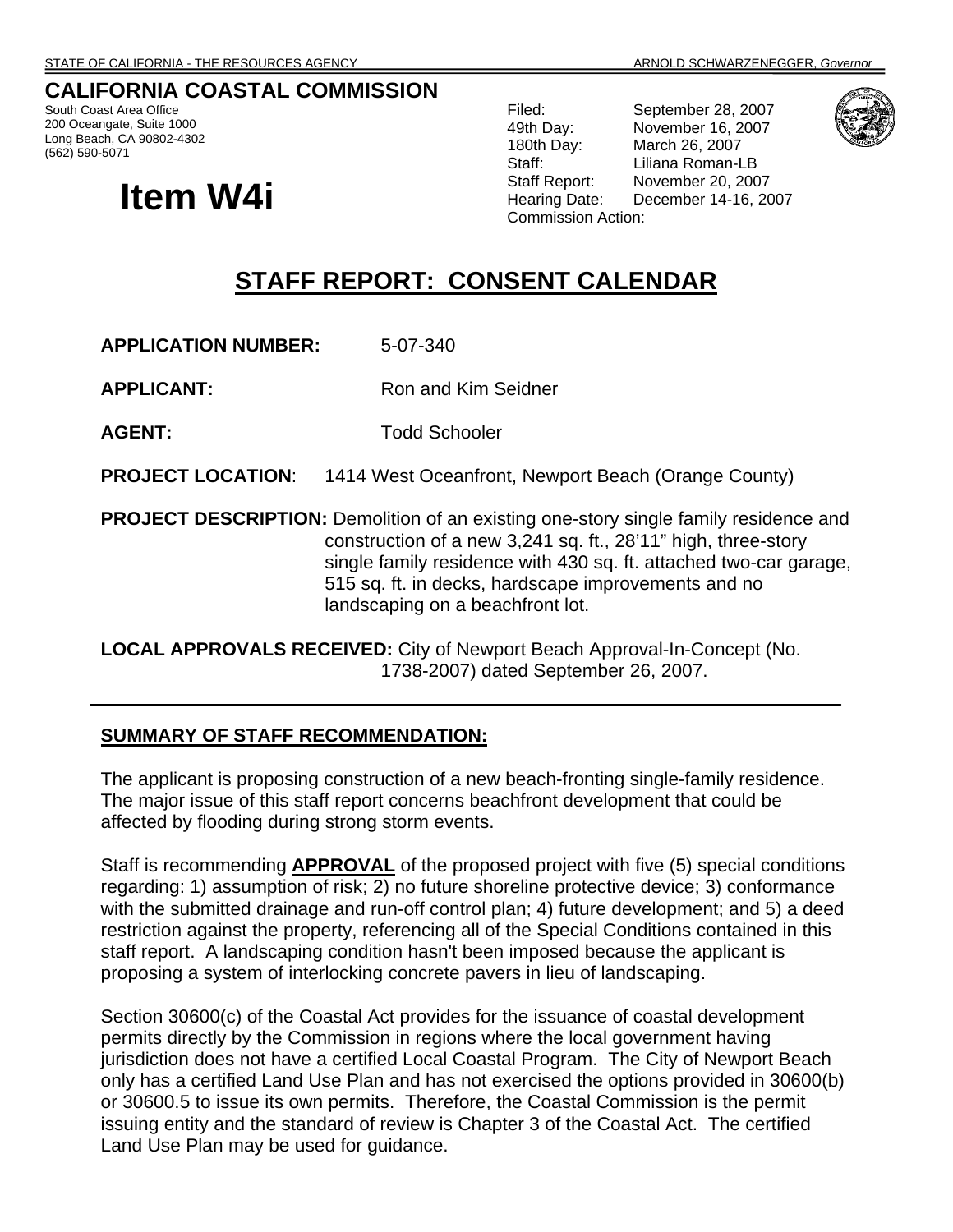STATE OF CALIFORNIA - THE RESOURCES AGENCY ARNOLD SCHWARZENEGGER, *Governor*

**CALIFORNIA COASTAL COMMISSION**
South Coast Area Office
200 Oceangate, Suite 1000
Long Beach, CA 90802-4302
(562) 590-5071

| | |
|---|---|
| Filed: | September 28, 2007 |
| 49th Day: | November 16, 2007 |
| 180th Day: | March 26, 2007 |
| Staff: | Liliana Roman-LB |
| Staff Report: | November 20, 2007 |
| Hearing Date: | December 14-16, 2007 |
| Commission Action: | |

# Item W4i

## STAFF REPORT: CONSENT CALENDAR

**APPLICATION NUMBER:** 5-07-340

**APPLICANT:** Ron and Kim Seidner

**AGENT:** Todd Schooler

**PROJECT LOCATION**: 1414 West Oceanfront, Newport Beach (Orange County)

**PROJECT DESCRIPTION:** Demolition of an existing one-story single family residence and construction of a new 3,241 sq. ft., 28'11" high, three-story single family residence with 430 sq. ft. attached two-car garage, 515 sq. ft. in decks, hardscape improvements and no landscaping on a beachfront lot.

**LOCAL APPROVALS RECEIVED:** City of Newport Beach Approval-In-Concept (No. 1738-2007) dated September 26, 2007.

---

**SUMMARY OF STAFF RECOMMENDATION:**

The applicant is proposing construction of a new beach-fronting single-family residence. The major issue of this staff report concerns beachfront development that could be affected by flooding during strong storm events.

Staff is recommending **APPROVAL** of the proposed project with five (5) special conditions regarding: 1) assumption of risk; 2) no future shoreline protective device; 3) conformance with the submitted drainage and run-off control plan; 4) future development; and 5) a deed restriction against the property, referencing all of the Special Conditions contained in this staff report. A landscaping condition hasn't been imposed because the applicant is proposing a system of interlocking concrete pavers in lieu of landscaping.

Section 30600(c) of the Coastal Act provides for the issuance of coastal development permits directly by the Commission in regions where the local government having jurisdiction does not have a certified Local Coastal Program. The City of Newport Beach only has a certified Land Use Plan and has not exercised the options provided in 30600(b) or 30600.5 to issue its own permits. Therefore, the Coastal Commission is the permit issuing entity and the standard of review is Chapter 3 of the Coastal Act. The certified Land Use Plan may be used for guidance.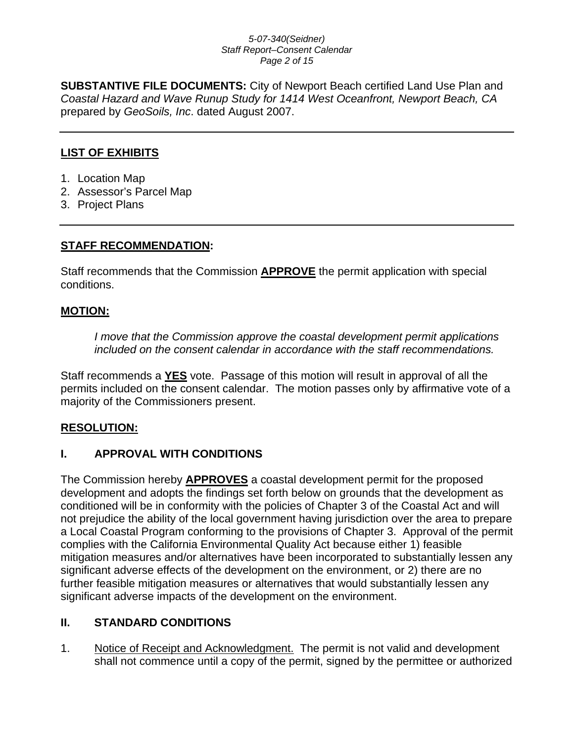**SUBSTANTIVE FILE DOCUMENTS:** City of Newport Beach certified Land Use Plan and *Coastal Hazard and Wave Runup Study for 1414 West Oceanfront, Newport Beach, CA* prepared by *GeoSoils, Inc*. dated August 2007.

---

**LIST OF EXHIBITS**

1. Location Map
2. Assessor's Parcel Map
3. Project Plans

---

**STAFF RECOMMENDATION:**

Staff recommends that the Commission **APPROVE** the permit application with special conditions.

**MOTION:**

*I move that the Commission approve the coastal development permit applications included on the consent calendar in accordance with the staff recommendations.*

Staff recommends a **YES** vote. Passage of this motion will result in approval of all the permits included on the consent calendar. The motion passes only by affirmative vote of a majority of the Commissioners present.

**RESOLUTION:**

## I. APPROVAL WITH CONDITIONS

The Commission hereby **APPROVES** a coastal development permit for the proposed development and adopts the findings set forth below on grounds that the development as conditioned will be in conformity with the policies of Chapter 3 of the Coastal Act and will not prejudice the ability of the local government having jurisdiction over the area to prepare a Local Coastal Program conforming to the provisions of Chapter 3. Approval of the permit complies with the California Environmental Quality Act because either 1) feasible mitigation measures and/or alternatives have been incorporated to substantially lessen any significant adverse effects of the development on the environment, or 2) there are no further feasible mitigation measures or alternatives that would substantially lessen any significant adverse impacts of the development on the environment.

## II. STANDARD CONDITIONS

1. Notice of Receipt and Acknowledgment. The permit is not valid and development shall not commence until a copy of the permit, signed by the permittee or authorized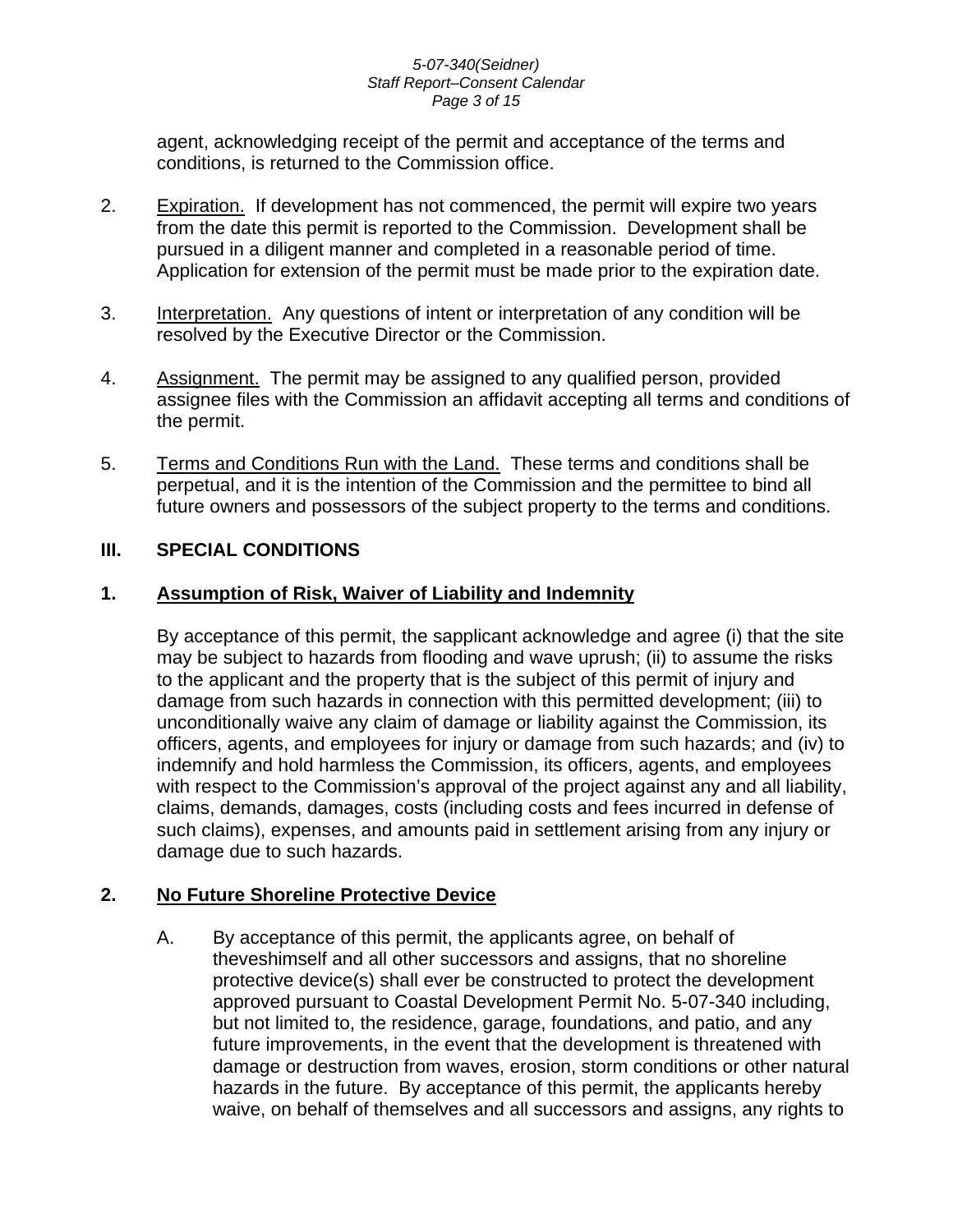agent, acknowledging receipt of the permit and acceptance of the terms and conditions, is returned to the Commission office.

2. Expiration. If development has not commenced, the permit will expire two years from the date this permit is reported to the Commission. Development shall be pursued in a diligent manner and completed in a reasonable period of time. Application for extension of the permit must be made prior to the expiration date.

3. Interpretation. Any questions of intent or interpretation of any condition will be resolved by the Executive Director or the Commission.

4. Assignment. The permit may be assigned to any qualified person, provided assignee files with the Commission an affidavit accepting all terms and conditions of the permit.

5. Terms and Conditions Run with the Land. These terms and conditions shall be perpetual, and it is the intention of the Commission and the permittee to bind all future owners and possessors of the subject property to the terms and conditions.

## III. SPECIAL CONDITIONS

### 1. Assumption of Risk, Waiver of Liability and Indemnity

By acceptance of this permit, the sapplicant acknowledge and agree (i) that the site may be subject to hazards from flooding and wave uprush; (ii) to assume the risks to the applicant and the property that is the subject of this permit of injury and damage from such hazards in connection with this permitted development; (iii) to unconditionally waive any claim of damage or liability against the Commission, its officers, agents, and employees for injury or damage from such hazards; and (iv) to indemnify and hold harmless the Commission, its officers, agents, and employees with respect to the Commission's approval of the project against any and all liability, claims, demands, damages, costs (including costs and fees incurred in defense of such claims), expenses, and amounts paid in settlement arising from any injury or damage due to such hazards.

### 2. No Future Shoreline Protective Device

A. By acceptance of this permit, the applicants agree, on behalf of theveshimself and all other successors and assigns, that no shoreline protective device(s) shall ever be constructed to protect the development approved pursuant to Coastal Development Permit No. 5-07-340 including, but not limited to, the residence, garage, foundations, and patio, and any future improvements, in the event that the development is threatened with damage or destruction from waves, erosion, storm conditions or other natural hazards in the future. By acceptance of this permit, the applicants hereby waive, on behalf of themselves and all successors and assigns, any rights to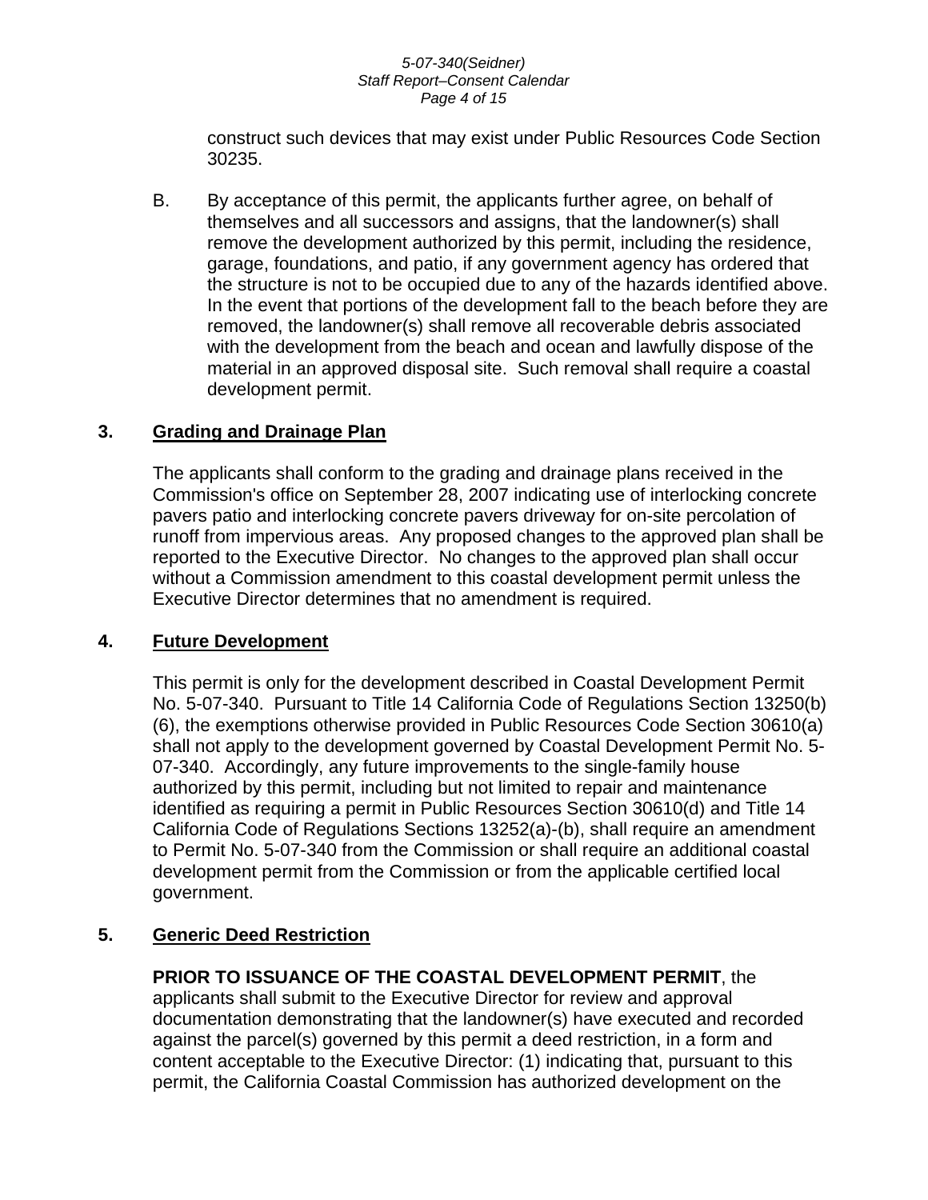construct such devices that may exist under Public Resources Code Section 30235.

B. By acceptance of this permit, the applicants further agree, on behalf of themselves and all successors and assigns, that the landowner(s) shall remove the development authorized by this permit, including the residence, garage, foundations, and patio, if any government agency has ordered that the structure is not to be occupied due to any of the hazards identified above. In the event that portions of the development fall to the beach before they are removed, the landowner(s) shall remove all recoverable debris associated with the development from the beach and ocean and lawfully dispose of the material in an approved disposal site. Such removal shall require a coastal development permit.

**3. <u>Grading and Drainage Plan</u>**

The applicants shall conform to the grading and drainage plans received in the Commission's office on September 28, 2007 indicating use of interlocking concrete pavers patio and interlocking concrete pavers driveway for on-site percolation of runoff from impervious areas. Any proposed changes to the approved plan shall be reported to the Executive Director. No changes to the approved plan shall occur without a Commission amendment to this coastal development permit unless the Executive Director determines that no amendment is required.

**4. <u>Future Development</u>**

This permit is only for the development described in Coastal Development Permit No. 5-07-340. Pursuant to Title 14 California Code of Regulations Section 13250(b)(6), the exemptions otherwise provided in Public Resources Code Section 30610(a) shall not apply to the development governed by Coastal Development Permit No. 5-07-340. Accordingly, any future improvements to the single-family house authorized by this permit, including but not limited to repair and maintenance identified as requiring a permit in Public Resources Section 30610(d) and Title 14 California Code of Regulations Sections 13252(a)-(b), shall require an amendment to Permit No. 5-07-340 from the Commission or shall require an additional coastal development permit from the Commission or from the applicable certified local government.

**5. <u>Generic Deed Restriction</u>**

**PRIOR TO ISSUANCE OF THE COASTAL DEVELOPMENT PERMIT**, the applicants shall submit to the Executive Director for review and approval documentation demonstrating that the landowner(s) have executed and recorded against the parcel(s) governed by this permit a deed restriction, in a form and content acceptable to the Executive Director: (1) indicating that, pursuant to this permit, the California Coastal Commission has authorized development on the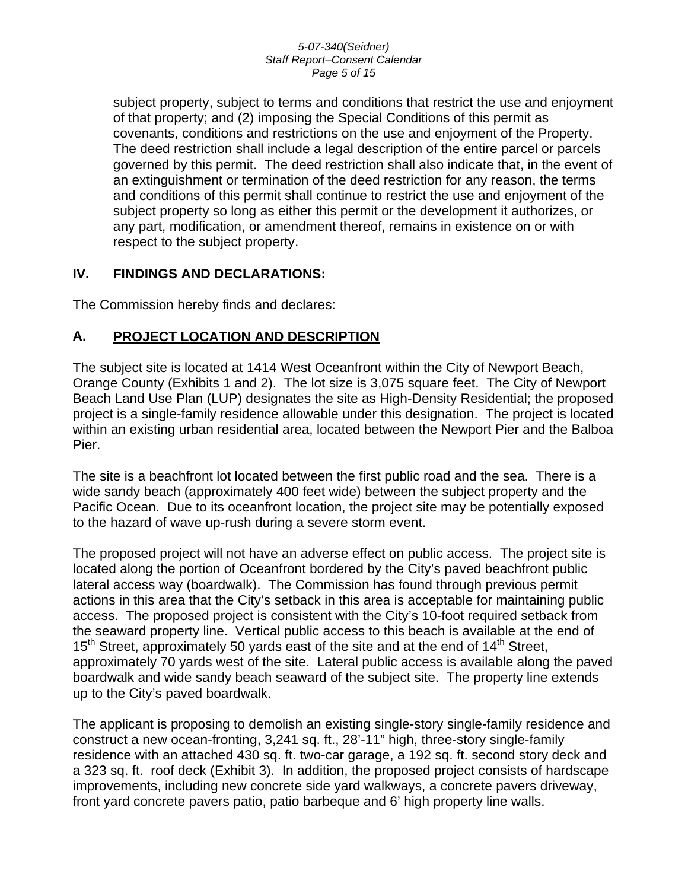subject property, subject to terms and conditions that restrict the use and enjoyment of that property; and (2) imposing the Special Conditions of this permit as covenants, conditions and restrictions on the use and enjoyment of the Property. The deed restriction shall include a legal description of the entire parcel or parcels governed by this permit. The deed restriction shall also indicate that, in the event of an extinguishment or termination of the deed restriction for any reason, the terms and conditions of this permit shall continue to restrict the use and enjoyment of the subject property so long as either this permit or the development it authorizes, or any part, modification, or amendment thereof, remains in existence on or with respect to the subject property.

## IV. FINDINGS AND DECLARATIONS:

The Commission hereby finds and declares:

## A. PROJECT LOCATION AND DESCRIPTION

The subject site is located at 1414 West Oceanfront within the City of Newport Beach, Orange County (Exhibits 1 and 2). The lot size is 3,075 square feet. The City of Newport Beach Land Use Plan (LUP) designates the site as High-Density Residential; the proposed project is a single-family residence allowable under this designation. The project is located within an existing urban residential area, located between the Newport Pier and the Balboa Pier.

The site is a beachfront lot located between the first public road and the sea. There is a wide sandy beach (approximately 400 feet wide) between the subject property and the Pacific Ocean. Due to its oceanfront location, the project site may be potentially exposed to the hazard of wave up-rush during a severe storm event.

The proposed project will not have an adverse effect on public access. The project site is located along the portion of Oceanfront bordered by the City's paved beachfront public lateral access way (boardwalk). The Commission has found through previous permit actions in this area that the City's setback in this area is acceptable for maintaining public access. The proposed project is consistent with the City's 10-foot required setback from the seaward property line. Vertical public access to this beach is available at the end of 15th Street, approximately 50 yards east of the site and at the end of 14th Street, approximately 70 yards west of the site. Lateral public access is available along the paved boardwalk and wide sandy beach seaward of the subject site. The property line extends up to the City's paved boardwalk.

The applicant is proposing to demolish an existing single-story single-family residence and construct a new ocean-fronting, 3,241 sq. ft., 28'-11" high, three-story single-family residence with an attached 430 sq. ft. two-car garage, a 192 sq. ft. second story deck and a 323 sq. ft. roof deck (Exhibit 3). In addition, the proposed project consists of hardscape improvements, including new concrete side yard walkways, a concrete pavers driveway, front yard concrete pavers patio, patio barbeque and 6' high property line walls.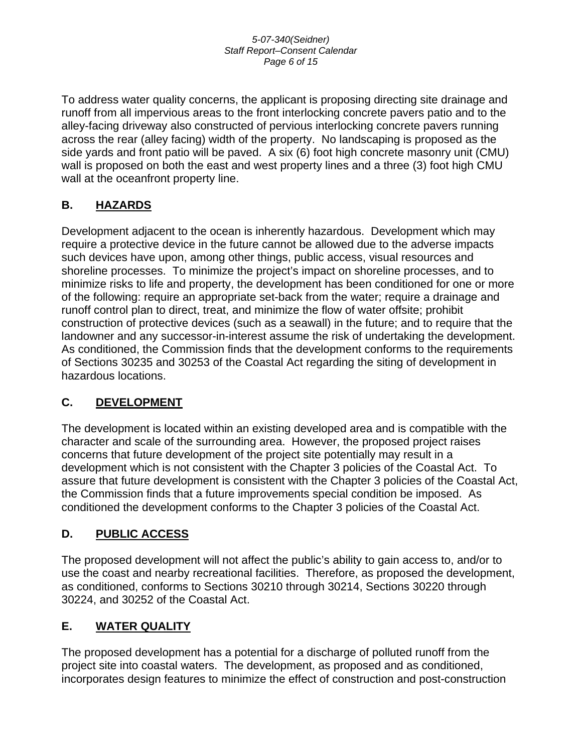To address water quality concerns, the applicant is proposing directing site drainage and runoff from all impervious areas to the front interlocking concrete pavers patio and to the alley-facing driveway also constructed of pervious interlocking concrete pavers running across the rear (alley facing) width of the property. No landscaping is proposed as the side yards and front patio will be paved. A six (6) foot high concrete masonry unit (CMU) wall is proposed on both the east and west property lines and a three (3) foot high CMU wall at the oceanfront property line.

## B. HAZARDS

Development adjacent to the ocean is inherently hazardous. Development which may require a protective device in the future cannot be allowed due to the adverse impacts such devices have upon, among other things, public access, visual resources and shoreline processes. To minimize the project's impact on shoreline processes, and to minimize risks to life and property, the development has been conditioned for one or more of the following: require an appropriate set-back from the water; require a drainage and runoff control plan to direct, treat, and minimize the flow of water offsite; prohibit construction of protective devices (such as a seawall) in the future; and to require that the landowner and any successor-in-interest assume the risk of undertaking the development. As conditioned, the Commission finds that the development conforms to the requirements of Sections 30235 and 30253 of the Coastal Act regarding the siting of development in hazardous locations.

## C. DEVELOPMENT

The development is located within an existing developed area and is compatible with the character and scale of the surrounding area. However, the proposed project raises concerns that future development of the project site potentially may result in a development which is not consistent with the Chapter 3 policies of the Coastal Act. To assure that future development is consistent with the Chapter 3 policies of the Coastal Act, the Commission finds that a future improvements special condition be imposed. As conditioned the development conforms to the Chapter 3 policies of the Coastal Act.

## D. PUBLIC ACCESS

The proposed development will not affect the public's ability to gain access to, and/or to use the coast and nearby recreational facilities. Therefore, as proposed the development, as conditioned, conforms to Sections 30210 through 30214, Sections 30220 through 30224, and 30252 of the Coastal Act.

## E. WATER QUALITY

The proposed development has a potential for a discharge of polluted runoff from the project site into coastal waters. The development, as proposed and as conditioned, incorporates design features to minimize the effect of construction and post-construction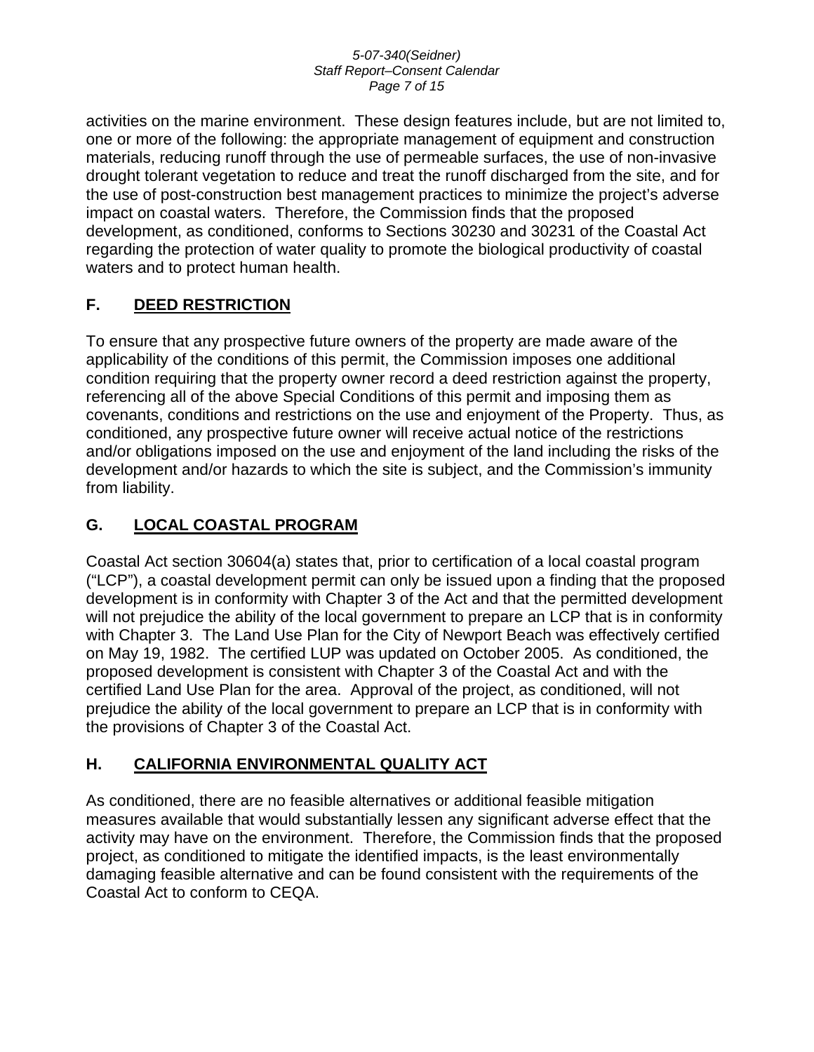activities on the marine environment. These design features include, but are not limited to, one or more of the following: the appropriate management of equipment and construction materials, reducing runoff through the use of permeable surfaces, the use of non-invasive drought tolerant vegetation to reduce and treat the runoff discharged from the site, and for the use of post-construction best management practices to minimize the project's adverse impact on coastal waters. Therefore, the Commission finds that the proposed development, as conditioned, conforms to Sections 30230 and 30231 of the Coastal Act regarding the protection of water quality to promote the biological productivity of coastal waters and to protect human health.

## F. DEED RESTRICTION

To ensure that any prospective future owners of the property are made aware of the applicability of the conditions of this permit, the Commission imposes one additional condition requiring that the property owner record a deed restriction against the property, referencing all of the above Special Conditions of this permit and imposing them as covenants, conditions and restrictions on the use and enjoyment of the Property. Thus, as conditioned, any prospective future owner will receive actual notice of the restrictions and/or obligations imposed on the use and enjoyment of the land including the risks of the development and/or hazards to which the site is subject, and the Commission's immunity from liability.

## G. LOCAL COASTAL PROGRAM

Coastal Act section 30604(a) states that, prior to certification of a local coastal program ("LCP"), a coastal development permit can only be issued upon a finding that the proposed development is in conformity with Chapter 3 of the Act and that the permitted development will not prejudice the ability of the local government to prepare an LCP that is in conformity with Chapter 3. The Land Use Plan for the City of Newport Beach was effectively certified on May 19, 1982. The certified LUP was updated on October 2005. As conditioned, the proposed development is consistent with Chapter 3 of the Coastal Act and with the certified Land Use Plan for the area. Approval of the project, as conditioned, will not prejudice the ability of the local government to prepare an LCP that is in conformity with the provisions of Chapter 3 of the Coastal Act.

## H. CALIFORNIA ENVIRONMENTAL QUALITY ACT

As conditioned, there are no feasible alternatives or additional feasible mitigation measures available that would substantially lessen any significant adverse effect that the activity may have on the environment. Therefore, the Commission finds that the proposed project, as conditioned to mitigate the identified impacts, is the least environmentally damaging feasible alternative and can be found consistent with the requirements of the Coastal Act to conform to CEQA.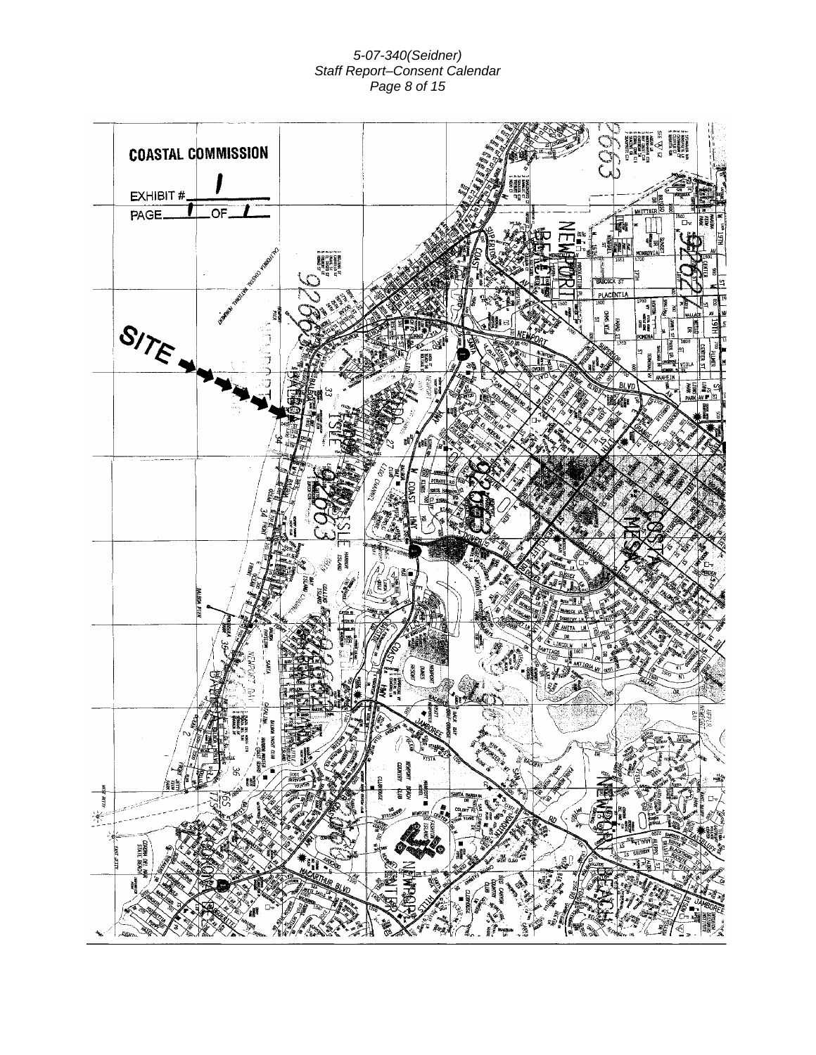**COASTAL COMMISSION**

EXHIBIT # 1

PAGE 1 OF 1

SITE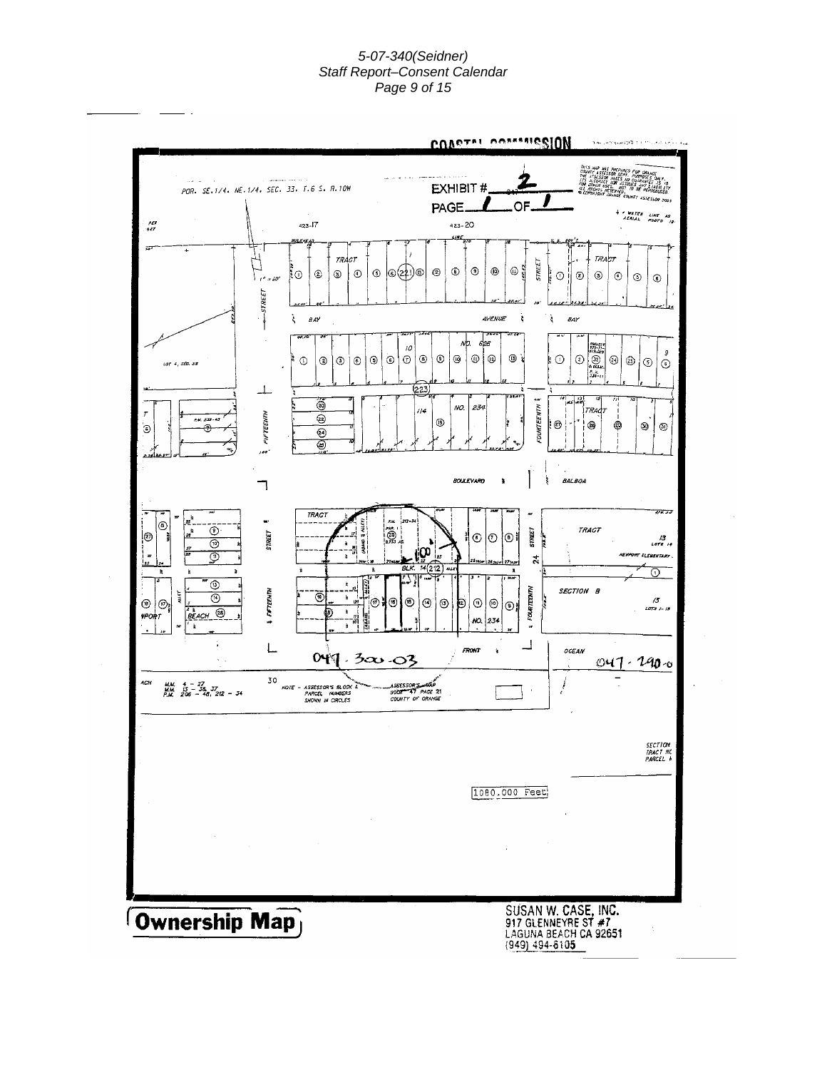COASTAL COMMISSION

EXHIBIT # 2

PAGE 1 OF 1

POR. SE.1/4, NE.1/4, SEC. 33, T.6 S., R.10W

THIS MAP WAS PREPARED FOR ORANGE COUNTY ASSESSOR DEPT. PURPOSES ONLY. THE ASSESSOR MAKES NO GUARANTEE AS TO ITS ACCURACY NOR ASSUMES ANY LIABILITY FOR OTHER USES. NOT TO BE REPRODUCED. ALL RIGHTS RESERVED. © COPYRIGHT ORANGE COUNTY ASSESSOR 2005

NOTE – ASSESSOR'S BLOCK & PARCEL NUMBERS SHOWN IN CIRCLES

ASSESSOR'S MAP BOOK 47 PAGE 21 COUNTY OF ORANGE

047-300-03

047-290-0

1080.000 Feet

**Ownership Map**

SUSAN W. CASE, INC.
917 GLENNEYRE ST #7
LAGUNA BEACH CA 92651
(949) 494-6105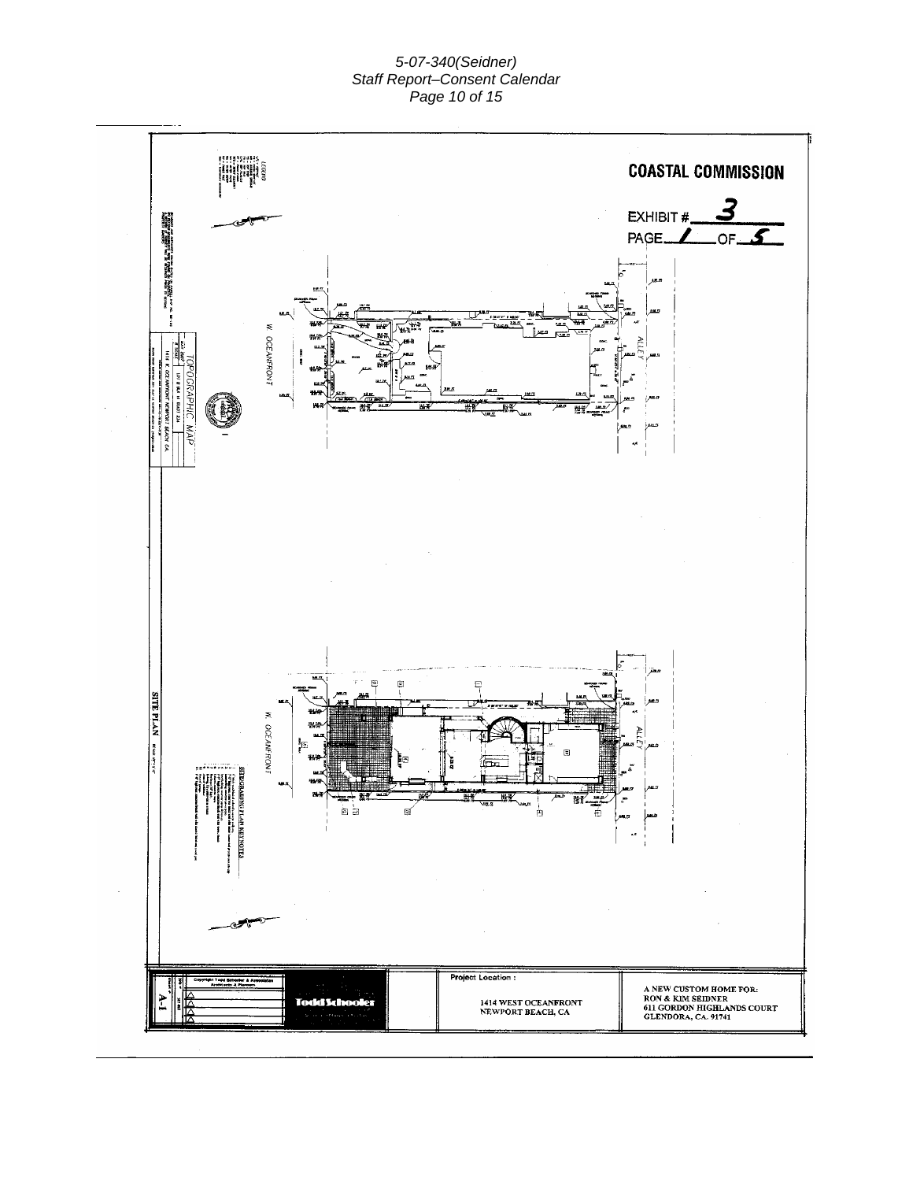**COASTAL COMMISSION**

EXHIBIT # 3

PAGE 1 OF 5

TOPOGRAPHIC MAP

1414 W. OCEANFRONT NEWPORT BEACH, CA

W. OCEANFRONT

ALLEY

SITE PLAN

W. OCEANFRONT

ALLEY

STREET/GRADING PLAN KEYNOTES

A-1

Copyright Todd Schooler & Associates Architects & Planners

Todd Schooler

Project Location :

1414 WEST OCEANFRONT
NEWPORT BEACH, CA

A NEW CUSTOM HOME FOR:
RON & KIM SEIDNER
611 GORDON HIGHLANDS COURT
GLENDORA, CA. 91741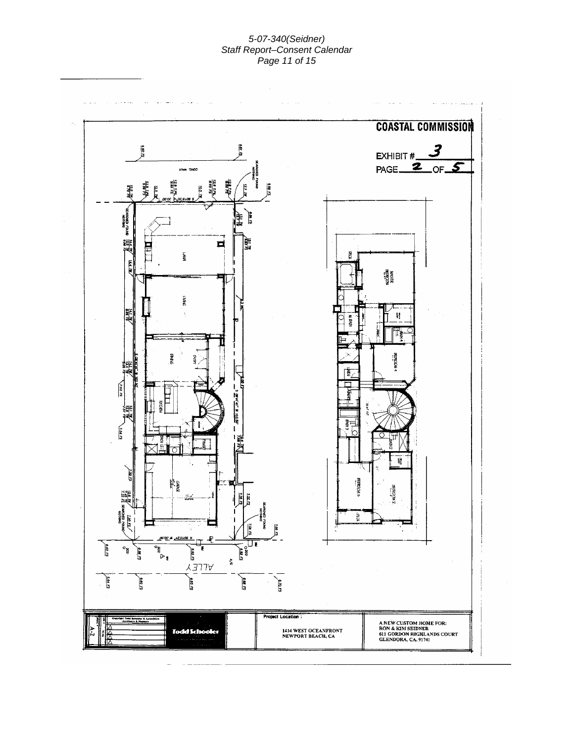COASTAL COMMISSION

EXHIBIT # 3

PAGE 2 OF 5

Project Location :

1414 WEST OCEANFRONT
NEWPORT BEACH, CA

A NEW CUSTOM HOME FOR:
RON & KIM SEIDNER
611 GORDON HIGHLANDS COURT
GLENDORA, CA. 91741

Todd Schooler

A-2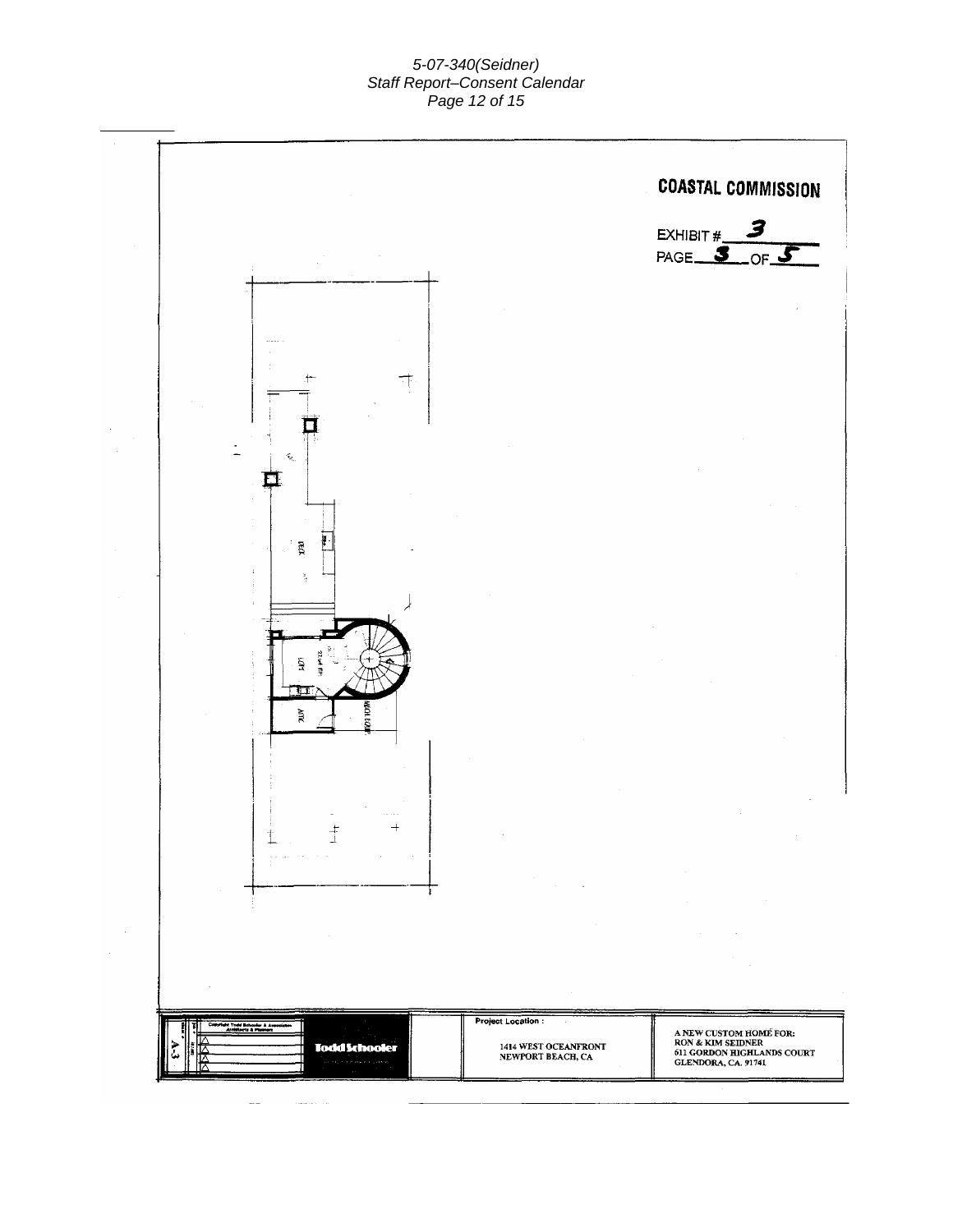**COASTAL COMMISSION**

EXHIBIT # 3
PAGE 3 OF 5

DECK

LOFT

ATTIC

Todd Schooler

Project Location :

1414 WEST OCEANFRONT
NEWPORT BEACH, CA

A NEW CUSTOM HOME FOR:
RON & KIM SEIDNER
611 GORDON HIGHLANDS COURT
GLENDORA, CA. 91741

A-3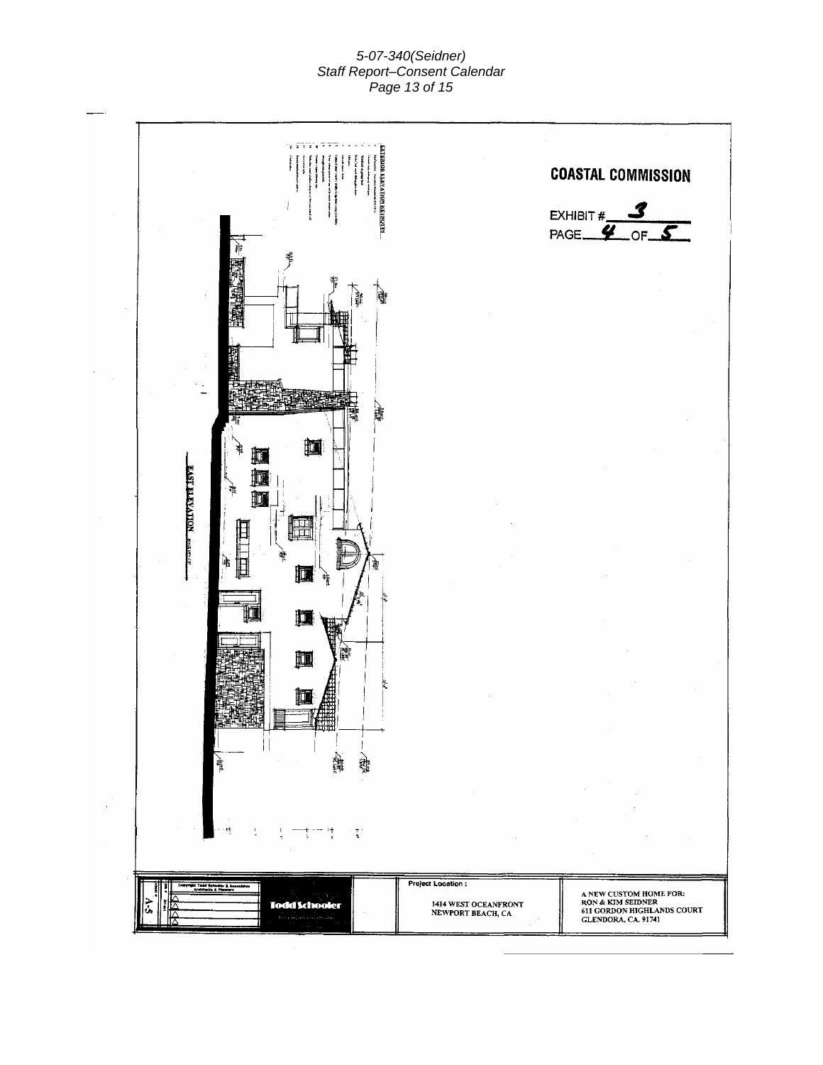**COASTAL COMMISSION**

EXHIBIT # 3

PAGE 4 OF 5

EXTERIOR ELEVATION KEYNOTES

EAST ELEVATION

Copyright Todd Schooler & Associates Architects & Planners

Todd Schooler

A-5

Project Location :

1414 WEST OCEANFRONT
NEWPORT BEACH, CA

A NEW CUSTOM HOME FOR:
RON & KIM SEIDNER
611 GORDON HIGHLANDS COURT
GLENDORA, CA. 91741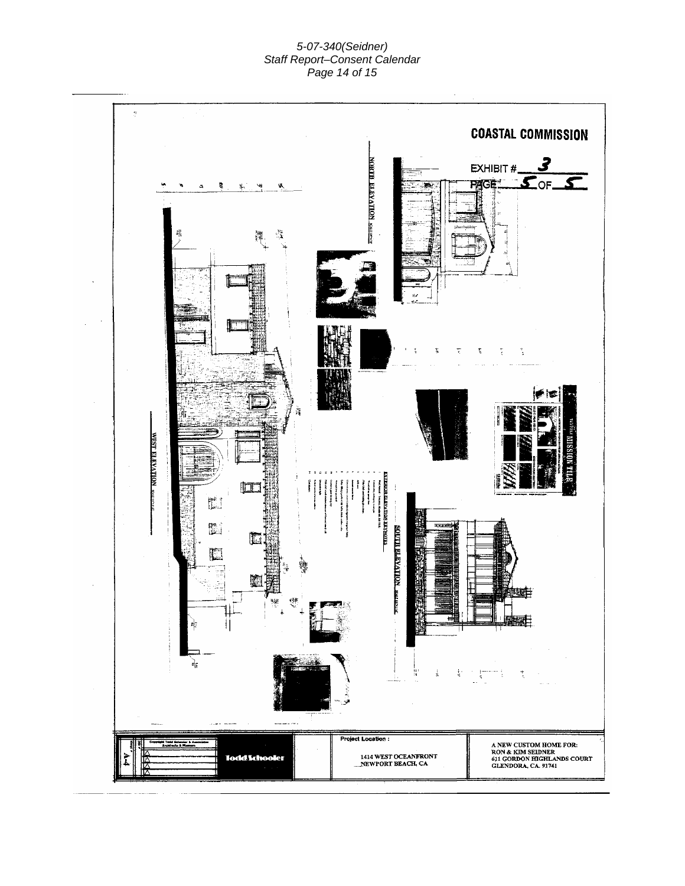COASTAL COMMISSION

EXHIBIT # 3

PAGE 5 OF 5

NORTH ELEVATION

WEST ELEVATION

SOUTH ELEVATION

EXTERIOR ELEVATION KEYNOTES

MISSION TILE

Copyright Todd Schooler & Associates Architects & Planners

Todd Schooler

A-4

Project Location :

1414 WEST OCEANFRONT
NEWPORT BEACH, CA

A NEW CUSTOM HOME FOR:
RON & KIM SEIDNER
611 GORDON HIGHLANDS COURT
GLENDORA, CA. 91741